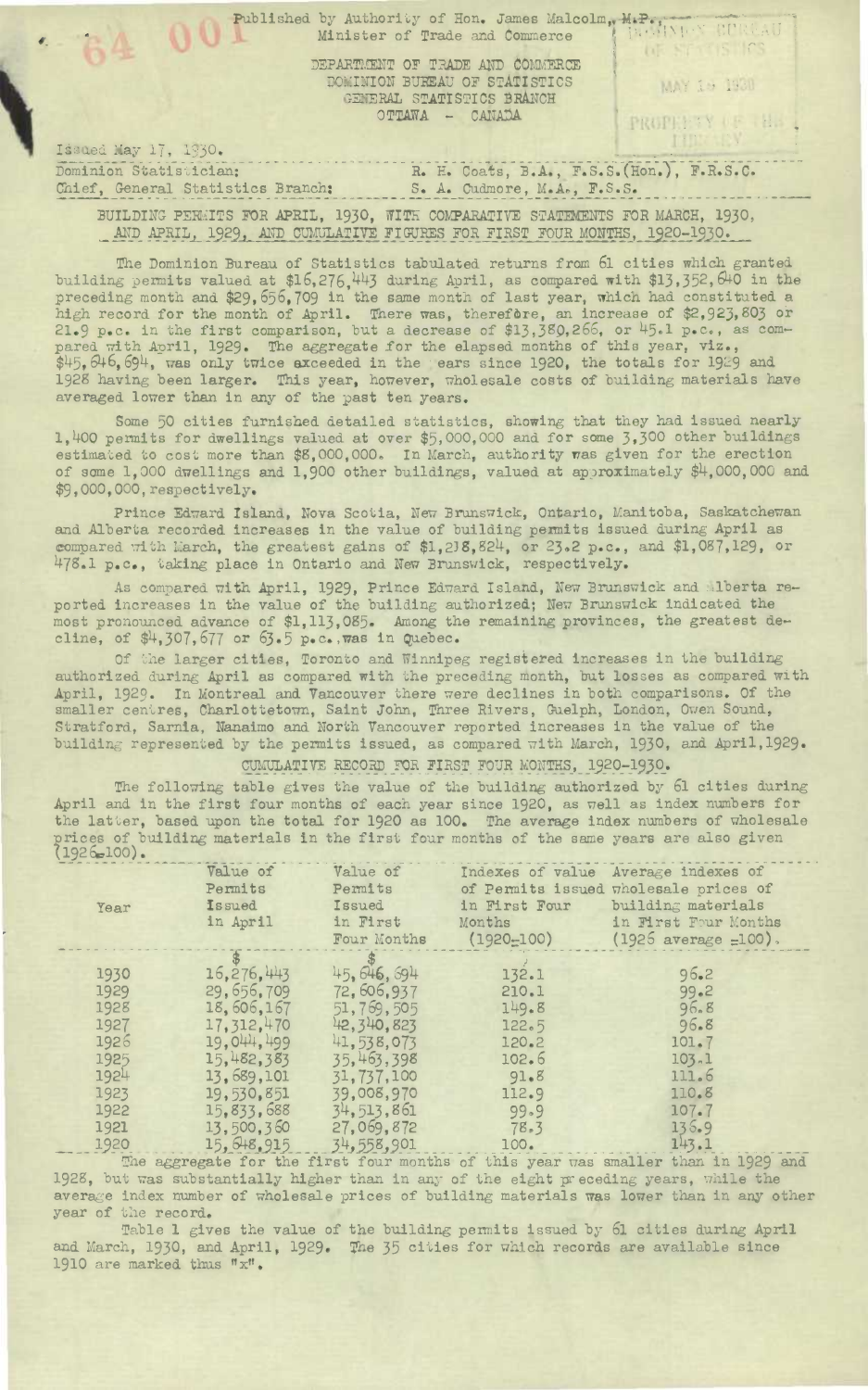Published by Authority of Hon. James Malcolm, M.P.,
Minister of Trade and Commerce

DEPARTMENT OF TRADE AND COMMERCE
DOMINION BUREAU OF STATISTICS
GENERAL STATISTICS BRANCH
OTTAWA - CANADA

Issued May 17, 1930.

Dominion Statistician: R. H. Coats, B.A., F.S.S.(Hon.), F.R.S.C.
Chief, General Statistics Branch: S. A. Cudmore, M.A., F.S.S.

## BUILDING PERMITS FOR APRIL, 1930, WITH COMPARATIVE STATEMENTS FOR MARCH, 1930, AND APRIL, 1929, AND CUMULATIVE FIGURES FOR FIRST FOUR MONTHS, 1920-1930.

The Dominion Bureau of Statistics tabulated returns from 61 cities which granted building permits valued at $16,276,443 during April, as compared with $13,352,640 in the preceding month and $29,656,709 in the same month of last year, which had constituted a high record for the month of April. There was, therefore, an increase of $2,923,803 or 21.9 p.c. in the first comparison, but a decrease of $13,380,266, or 45.1 p.c., as compared with April, 1929. The aggregate for the elapsed months of this year, viz., $45,646,694, was only twice exceeded in the years since 1920, the totals for 1929 and 1928 having been larger. This year, however, wholesale costs of building materials have averaged lower than in any of the past ten years.

Some 50 cities furnished detailed statistics, showing that they had issued nearly 1,400 permits for dwellings valued at over $5,000,000 and for some 3,300 other buildings estimated to cost more than $8,000,000. In March, authority was given for the erection of some 1,000 dwellings and 1,900 other buildings, valued at approximately $4,000,000 and $9,000,000, respectively.

Prince Edward Island, Nova Scotia, New Brunswick, Ontario, Manitoba, Saskatchewan and Alberta recorded increases in the value of building permits issued during April as compared with March, the greatest gains of $1,238,824, or 23.2 p.c., and $1,087,129, or 478.1 p.c., taking place in Ontario and New Brunswick, respectively.

As compared with April, 1929, Prince Edward Island, New Brunswick and Alberta reported increases in the value of the building authorized; New Brunswick indicated the most pronounced advance of $1,113,085. Among the remaining provinces, the greatest decline, of $4,307,677 or 63.5 p.c., was in Quebec.

Of the larger cities, Toronto and Winnipeg registered increases in the building authorized during April as compared with the preceding month, but losses as compared with April, 1929. In Montreal and Vancouver there were declines in both comparisons. Of the smaller centres, Charlottetown, Saint John, Three Rivers, Guelph, London, Owen Sound, Stratford, Sarnia, Nanaimo and North Vancouver reported increases in the value of the building represented by the permits issued, as compared with March, 1930, and April, 1929.

### CUMULATIVE RECORD FOR FIRST FOUR MONTHS, 1920-1930.

The following table gives the value of the building authorized by 61 cities during April and in the first four months of each year since 1920, as well as index numbers for the latter, based upon the total for 1920 as 100. The average index numbers of wholesale prices of building materials in the first four months of the same years are also given (1926=100).

| Year | Value of Permits Issued in April | Value of Permits Issued in First Four Months | Indexes of value of Permits issued in First Four Months (1920=100) | Average indexes of wholesale prices of building materials in First Four Months (1926 average =100). |
|---|---|---|---|---|
| | $ | $ | | |
| 1930 | 16,276,443 | 45,646,694 | 132.1 | 96.2 |
| 1929 | 29,656,709 | 72,606,937 | 210.1 | 99.2 |
| 1928 | 18,606,167 | 51,769,505 | 149.8 | 96.8 |
| 1927 | 17,312,470 | 42,340,823 | 122.5 | 96.8 |
| 1926 | 19,044,499 | 41,538,073 | 120.2 | 101.7 |
| 1925 | 15,482,383 | 35,463,398 | 102.6 | 103.1 |
| 1924 | 13,689,101 | 31,737,100 | 91.8 | 111.6 |
| 1923 | 19,530,851 | 39,008,970 | 112.9 | 110.8 |
| 1922 | 15,833,688 | 34,513,861 | 99.9 | 107.7 |
| 1921 | 13,500,360 | 27,069,872 | 78.3 | 136.9 |
| 1920 | 15,848,915 | 34,558,901 | 100. | 143.1 |

The aggregate for the first four months of this year was smaller than in 1929 and 1928, but was substantially higher than in any of the eight preceding years, while the average index number of wholesale prices of building materials was lower than in any other year of the record.

Table 1 gives the value of the building permits issued by 61 cities during April and March, 1930, and April, 1929. The 35 cities for which records are available since 1910 are marked thus "x".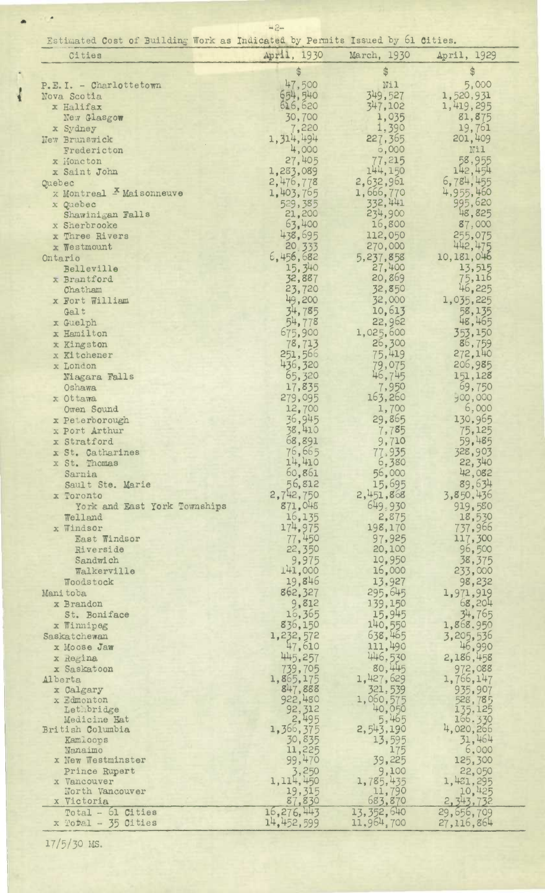Estimated Cost of Building Work as Indicated by Permits Issued by 61 Cities.

| Cities | April, 1930 | March, 1930 | April, 1929 |
|---|---|---|---|
| | $ | $ | $ |
| P.E.I. - Charlottetown | 47,500 | Nil | 5,000 |
| Nova Scotia | 654,540 | 349,527 | 1,520,931 |
| x Halifax | 616,620 | 347,102 | 1,419,295 |
| New Glasgow | 30,700 | 1,035 | 81,875 |
| x Sydney | 7,220 | 1,390 | 19,761 |
| New Brunswick | 1,314,494 | 227,365 | 201,409 |
| Fredericton | 4,000 | 6,000 | Nil |
| x Moncton | 27,405 | 77,215 | 58,955 |
| x Saint John | 1,283,089 | 144,150 | 142,454 |
| Quebec | 2,476,778 | 2,632,961 | 6,784,455 |
| x Montreal - x Maisonneuve | 1,403,765 | 1,666,770 | 4,955,460 |
| x Quebec | 529,385 | 332,441 | 995,620 |
| Shawinigan Falls | 21,200 | 234,900 | 48,825 |
| x Sherbrooke | 63,400 | 16,800 | 87,000 |
| x Three Rivers | 438,695 | 112,050 | 255,075 |
| x Westmount | 20,333 | 270,000 | 442,475 |
| Ontario | 6,456,682 | 5,237,858 | 10,181,046 |
| Belleville | 15,340 | 27,400 | 13,515 |
| x Brantford | 32,887 | 20,869 | 75,116 |
| Chatham | 23,720 | 32,850 | 46,225 |
| x Fort William | 49,200 | 32,000 | 1,035,225 |
| Galt | 34,785 | 10,613 | 58,135 |
| x Guelph | 54,778 | 22,962 | 48,465 |
| x Hamilton | 675,900 | 1,025,600 | 353,150 |
| x Kingston | 78,713 | 26,300 | 86,759 |
| x Kitchener | 251,566 | 75,419 | 272,140 |
| x London | 436,320 | 79,075 | 206,985 |
| Niagara Falls | 65,320 | 46,745 | 151,128 |
| Oshawa | 17,835 | 7,950 | 69,750 |
| x Ottawa | 279,095 | 163,260 | 900,000 |
| Owen Sound | 12,700 | 1,700 | 6,000 |
| x Peterborough | 36,945 | 29,865 | 130,965 |
| x Port Arthur | 38,410 | 7,785 | 75,125 |
| x Stratford | 68,891 | 9,710 | 59,485 |
| x St. Catharines | 76,665 | 77,935 | 328,903 |
| x St. Thomas | 14,410 | 6,380 | 22,340 |
| Sarnia | 60,861 | 56,000 | 42,082 |
| Sault Ste. Marie | 56,812 | 15,695 | 89,634 |
| x Toronto | 2,742,750 | 2,451,868 | 3,850,436 |
| York and East York Townships | 871,048 | 649,930 | 919,580 |
| Welland | 16,135 | 2,875 | 18,530 |
| x Windsor | 174,975 | 198,170 | 737,966 |
| East Windsor | 77,450 | 97,925 | 117,300 |
| Riverside | 22,350 | 20,100 | 96,500 |
| Sandwich | 9,975 | 10,950 | 38,375 |
| Walkerville | 141,000 | 16,000 | 233,000 |
| Woodstock | 19,846 | 13,927 | 98,232 |
| Manitoba | 862,327 | 295,645 | 1,971,919 |
| x Brandon | 9,812 | 139,150 | 68,204 |
| St. Boniface | 16,365 | 15,945 | 34,765 |
| x Winnipeg | 836,150 | 140,550 | 1,868,950 |
| Saskatchewan | 1,232,572 | 638,465 | 3,205,536 |
| x Moose Jaw | 47,610 | 111,490 | 46,990 |
| x Regina | 445,257 | 446,530 | 2,186,458 |
| x Saskatoon | 739,705 | 80,445 | 972,088 |
| Alberta | 1,865,175 | 1,427,629 | 1,766,147 |
| x Calgary | 847,888 | 321,539 | 935,907 |
| x Edmonton | 922,480 | 1,060,575 | 528,785 |
| Lethbridge | 92,312 | 40,050 | 135,125 |
| Medicine Hat | 2,495 | 5,465 | 166,330 |
| British Columbia | 1,366,375 | 2,543,190 | 4,020,266 |
| Kamloops | 30,835 | 13,595 | 31,464 |
| Nanaimo | 11,225 | 175 | 6,000 |
| x New Westminster | 99,470 | 39,225 | 125,300 |
| Prince Rupert | 3,250 | 9,100 | 22,050 |
| x Vancouver | 1,114,450 | 1,785,435 | 1,481,295 |
| North Vancouver | 19,315 | 11,790 | 10,425 |
| x Victoria | 87,830 | 683,870 | 2,343,732 |
| Total - 61 Cities | 16,276,443 | 13,352,640 | 29,656,709 |
| x Total - 35 Cities | 14,452,599 | 11,964,700 | 27,116,864 |

17/5/30 MS.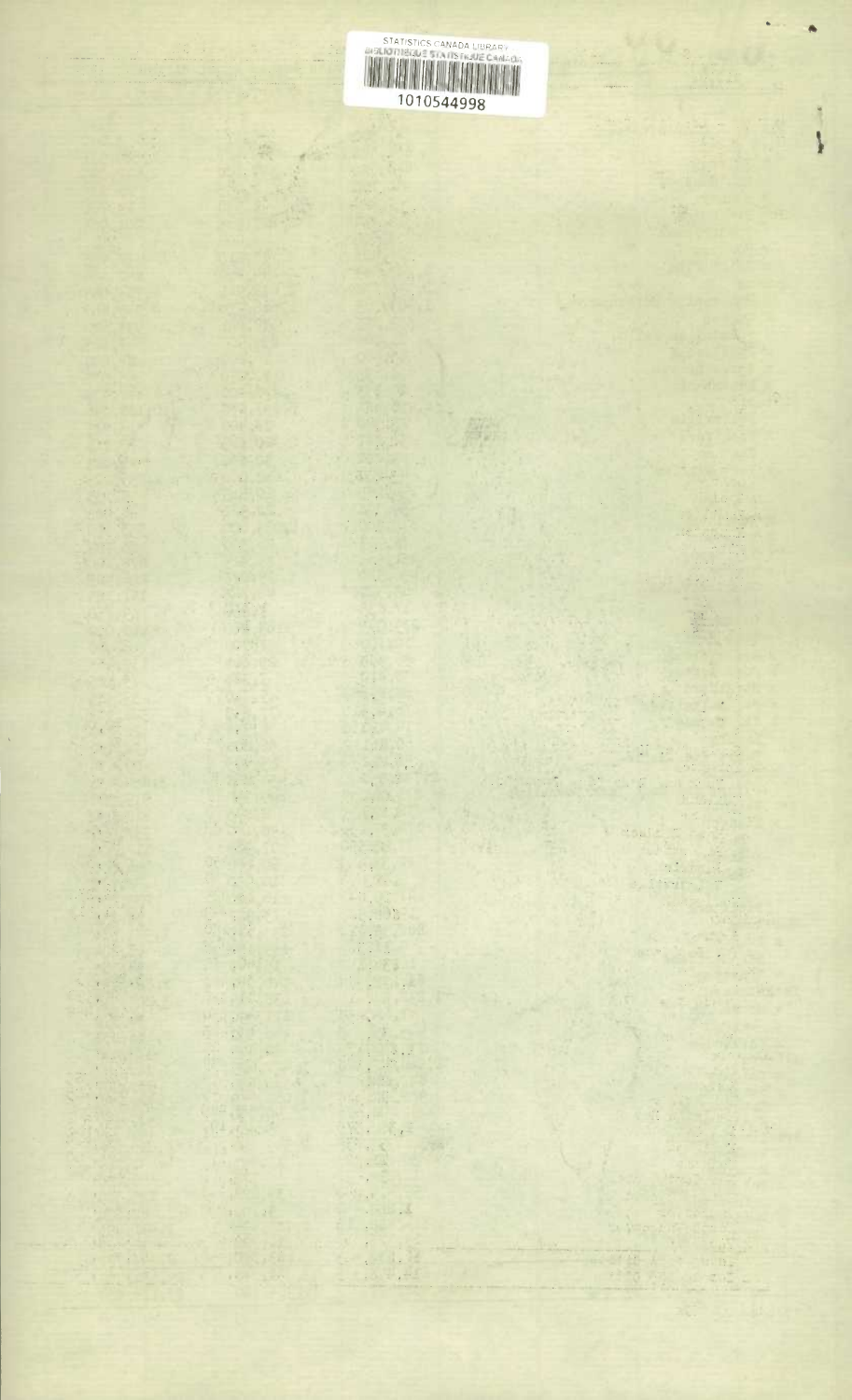STATISTICS CANADA LIBRARY
BIBLIOTHEQUE STATISTIQUE CANADA

1010544998